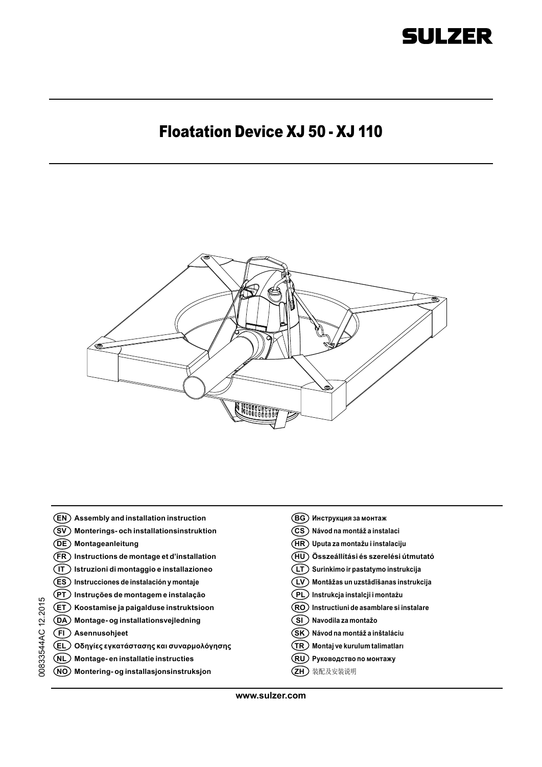SULZER

# Floatation Device XJ 50 - XJ 110

(EN) Assembly and installation instruction
(SV) Monterings- och installationsinstruktion
(DE) Montageanleitung
(FR) Instructions de montage et d'installation
(IT) Istruzioni di montaggio e installazioneo
(ES) Instrucciones de instalación y montaje
(PT) Instruções de montagem e instalação
(ET) Koostamise ja paigalduse instruktsioon
(DA) Montage- og installationsvejledning
(FI) Asennusohjeet
(EL) Οδηγίες εγκατάστασης και συναρμολόγησης
(NL) Montage- en installatie instructies
(NO) Montering- og installasjonsinstruksjon
(BG) Инструкция за монтаж
(CS) Návod na montáž a instalaci
(HR) Uputa za montažu i instalaciju
(HU) Összeállítási és szerelési útmutató
(LT) Surinkimo ir pastatymo instrukcija
(LV) Montāžas un uzstādīšanas instrukcija
(PL) Instrukcja instalcji i montażu
(RO) Instructiuni de asamblare si instalare
(SI) Navodila za montažo
(SK) Návod na montáž a inštaláciu
(TR) Montaj ve kurulum talimatları
(RU) Руководство по монтажу
(ZH) 装配及安装说明

00833544AC 12.2015

www.sulzer.com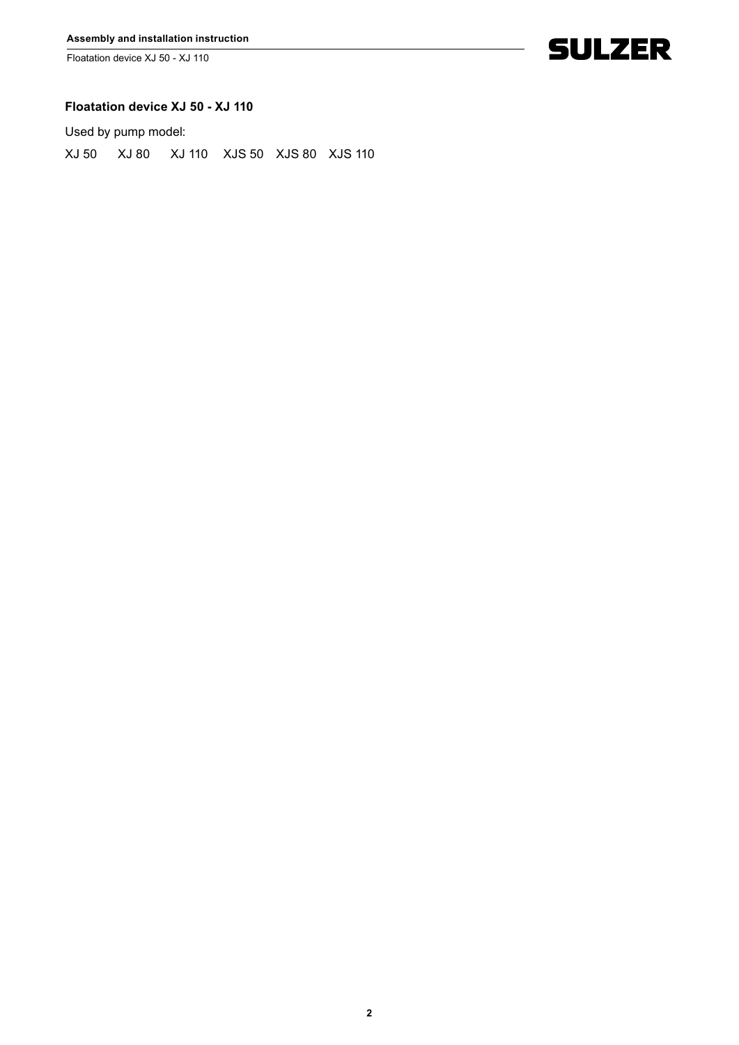## Floatation device XJ 50 - XJ 110

Used by pump model:

XJ 50 XJ 80 XJ 110 XJS 50 XJS 80 XJS 110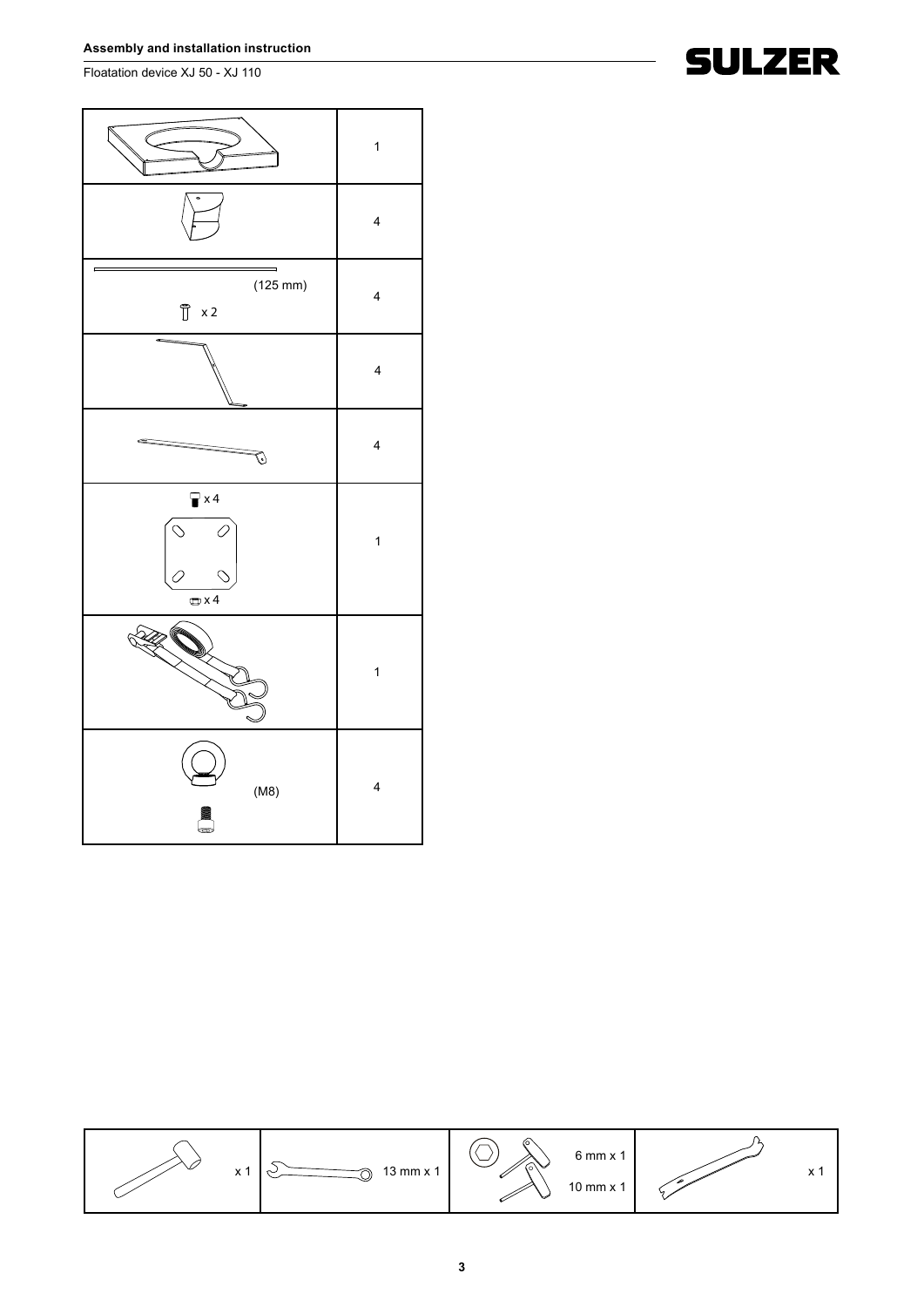| | |
|---|---|
| | 1 |
| | 4 |
| (125 mm) x 2 | 4 |
| | 4 |
| | 4 |
| x 4 x 4 | 1 |
| | 1 |
| (M8) | 4 |

| | | | |
|---|---|---|---|
| x 1 | 13 mm x 1 | 6 mm x 1 10 mm x 1 | x 1 |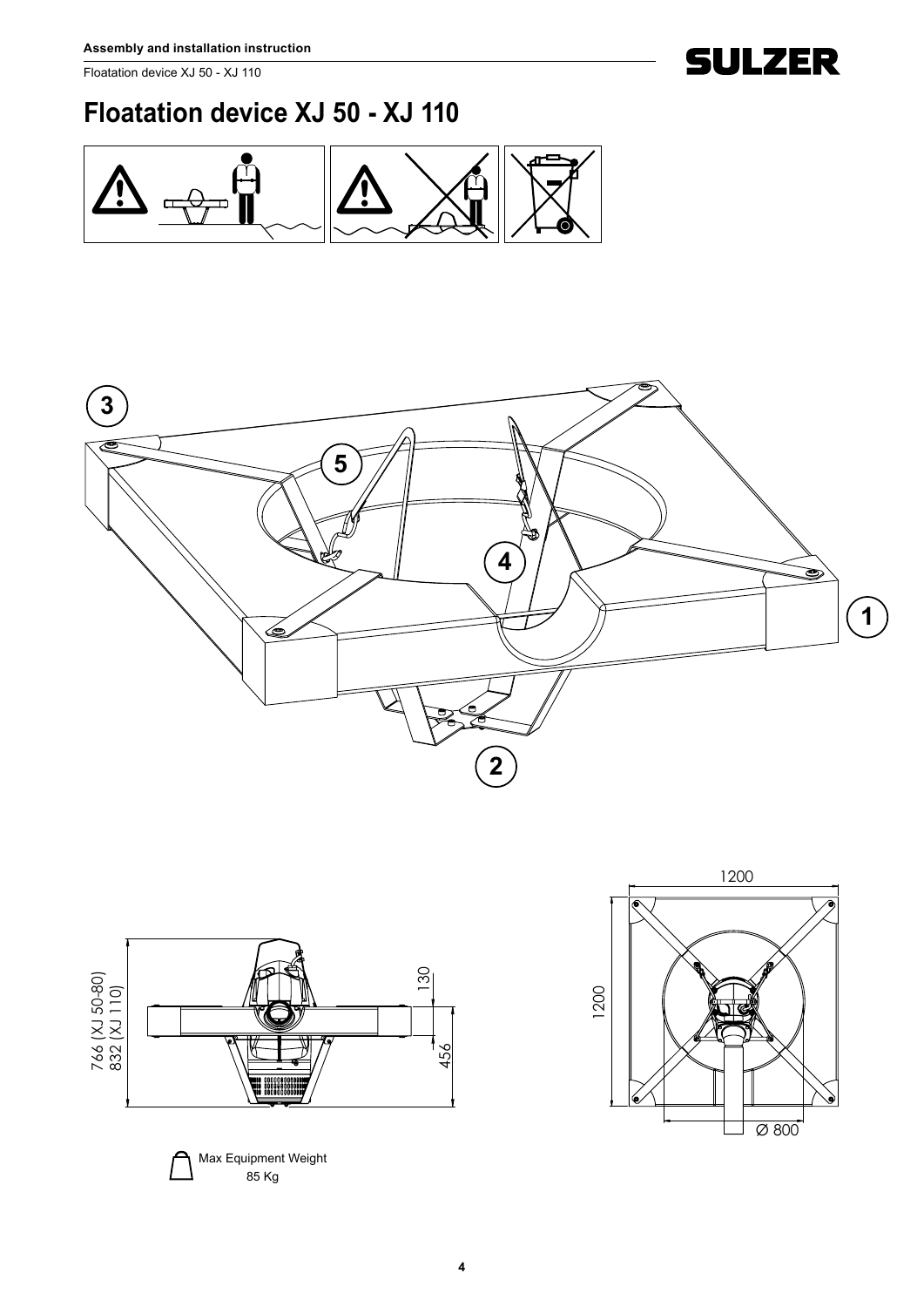# Floatation device XJ 50 - XJ 110

3

5

4

1

2

766 (XJ 50-80)
832 (XJ 110)

130

456

1200

1200

Ø 800

Max Equipment Weight
85 Kg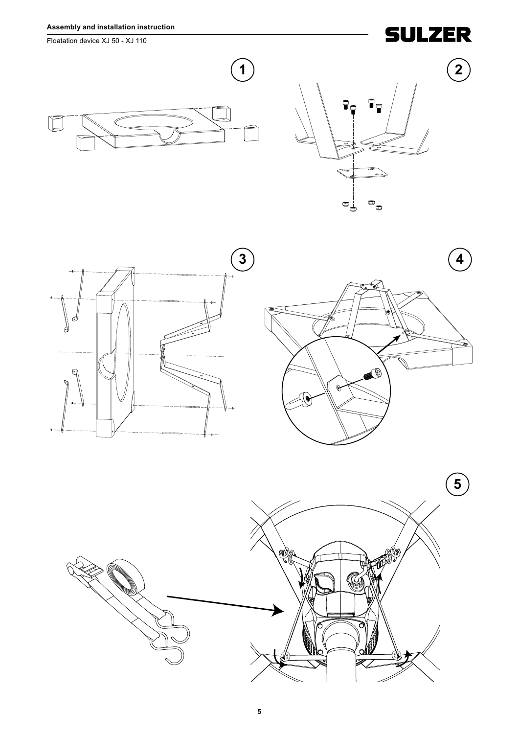1

2

3

4

5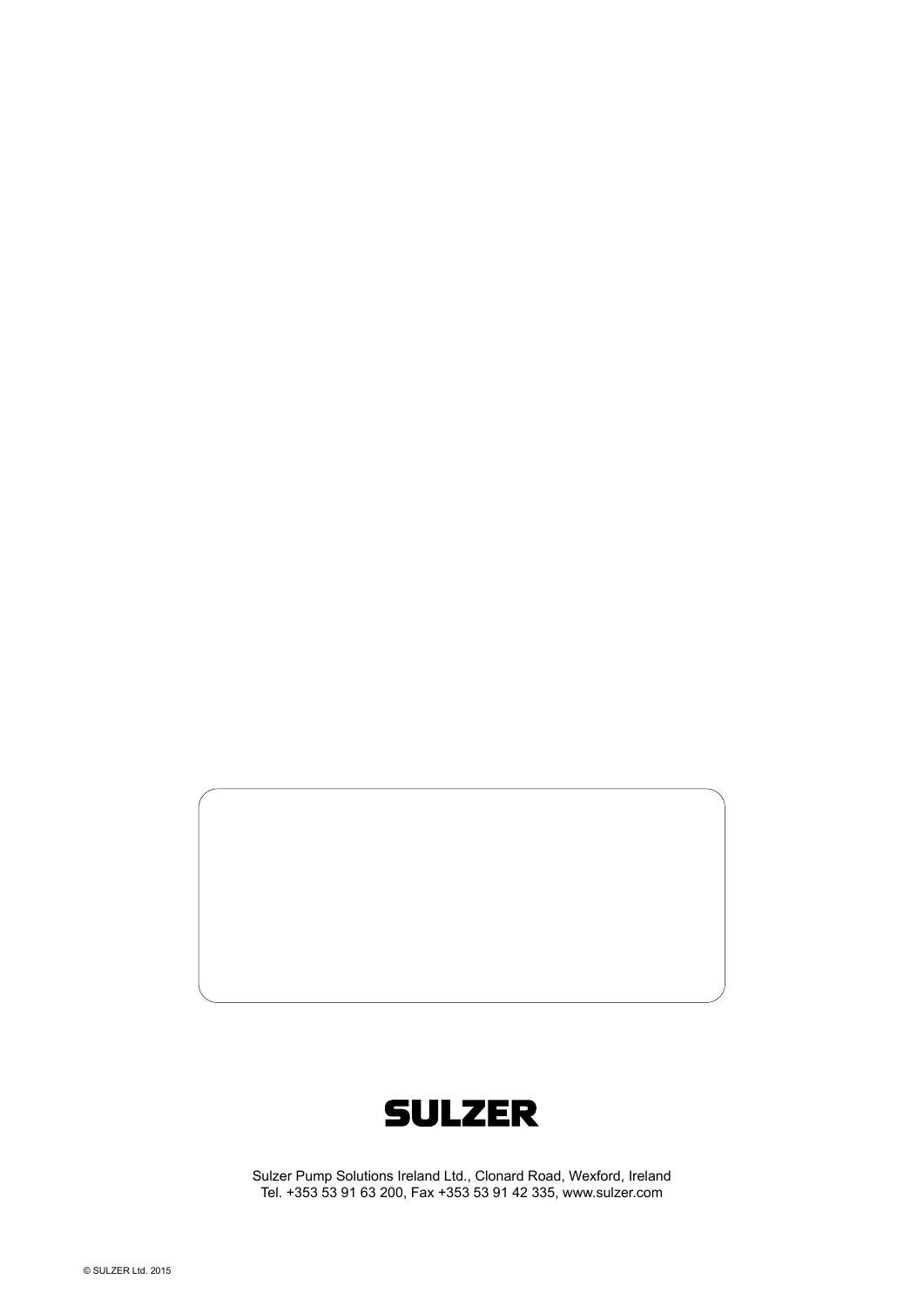**SULZER**

Sulzer Pump Solutions Ireland Ltd., Clonard Road, Wexford, Ireland
Tel. +353 53 91 63 200, Fax +353 53 91 42 335, www.sulzer.com

© SULZER Ltd. 2015